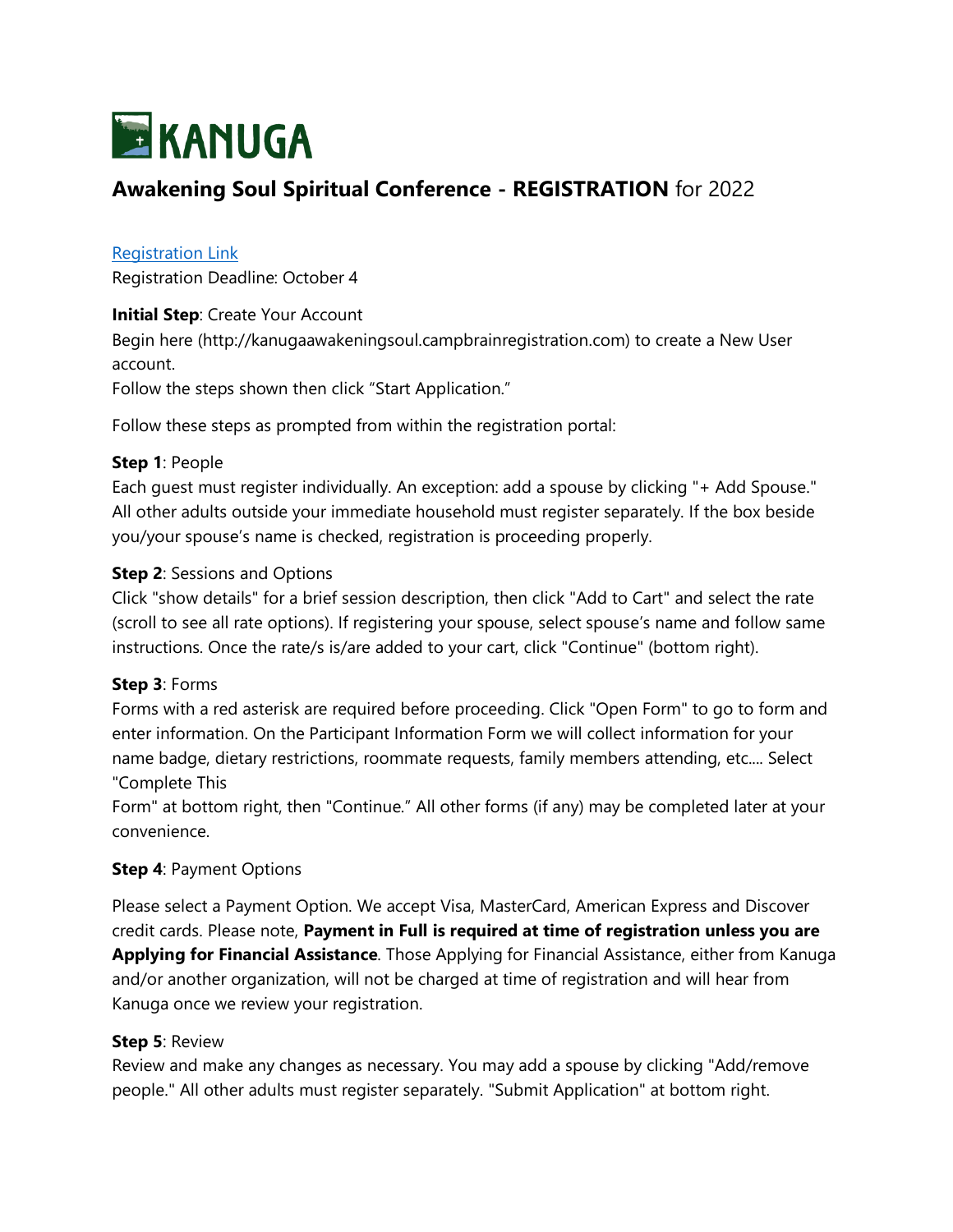# KANUGA

## **Awakening Soul Spiritual Conference - REGISTRATION** for 2022

[Registration Link](http://kanugaawakeningsoul.campbrainregistration.com)

Registration Deadline: October 4

**Initial Step**: Create Your Account

Begin here (http://kanugaawakeningsoul.campbrainregistration.com) to create a New User account.

Follow the steps shown then click "Start Application."

Follow these steps as prompted from within the registration portal:

**Step 1**: People

Each guest must register individually. An exception: add a spouse by clicking "+ Add Spouse." All other adults outside your immediate household must register separately. If the box beside you/your spouse's name is checked, registration is proceeding properly.

**Step 2**: Sessions and Options

Click "show details" for a brief session description, then click "Add to Cart" and select the rate (scroll to see all rate options). If registering your spouse, select spouse's name and follow same instructions. Once the rate/s is/are added to your cart, click "Continue" (bottom right).

**Step 3**: Forms

Forms with a red asterisk are required before proceeding. Click "Open Form" to go to form and enter information. On the Participant Information Form we will collect information for your name badge, dietary restrictions, roommate requests, family members attending, etc.... Select "Complete This Form" at bottom right, then "Continue." All other forms (if any) may be completed later at your convenience.

**Step 4**: Payment Options

Please select a Payment Option. We accept Visa, MasterCard, American Express and Discover credit cards. Please note, **Payment in Full is required at time of registration unless you are Applying for Financial Assistance**. Those Applying for Financial Assistance, either from Kanuga and/or another organization, will not be charged at time of registration and will hear from Kanuga once we review your registration.

**Step 5**: Review

Review and make any changes as necessary. You may add a spouse by clicking "Add/remove people." All other adults must register separately. "Submit Application" at bottom right.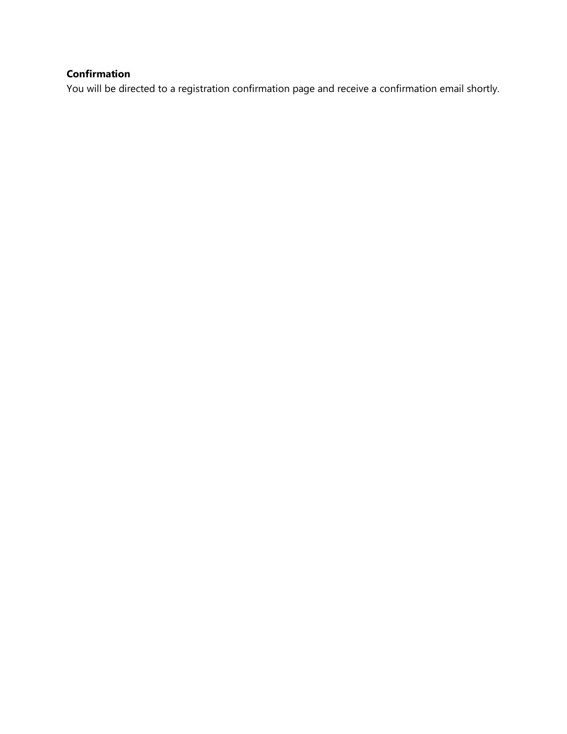**Confirmation**

You will be directed to a registration confirmation page and receive a confirmation email shortly.